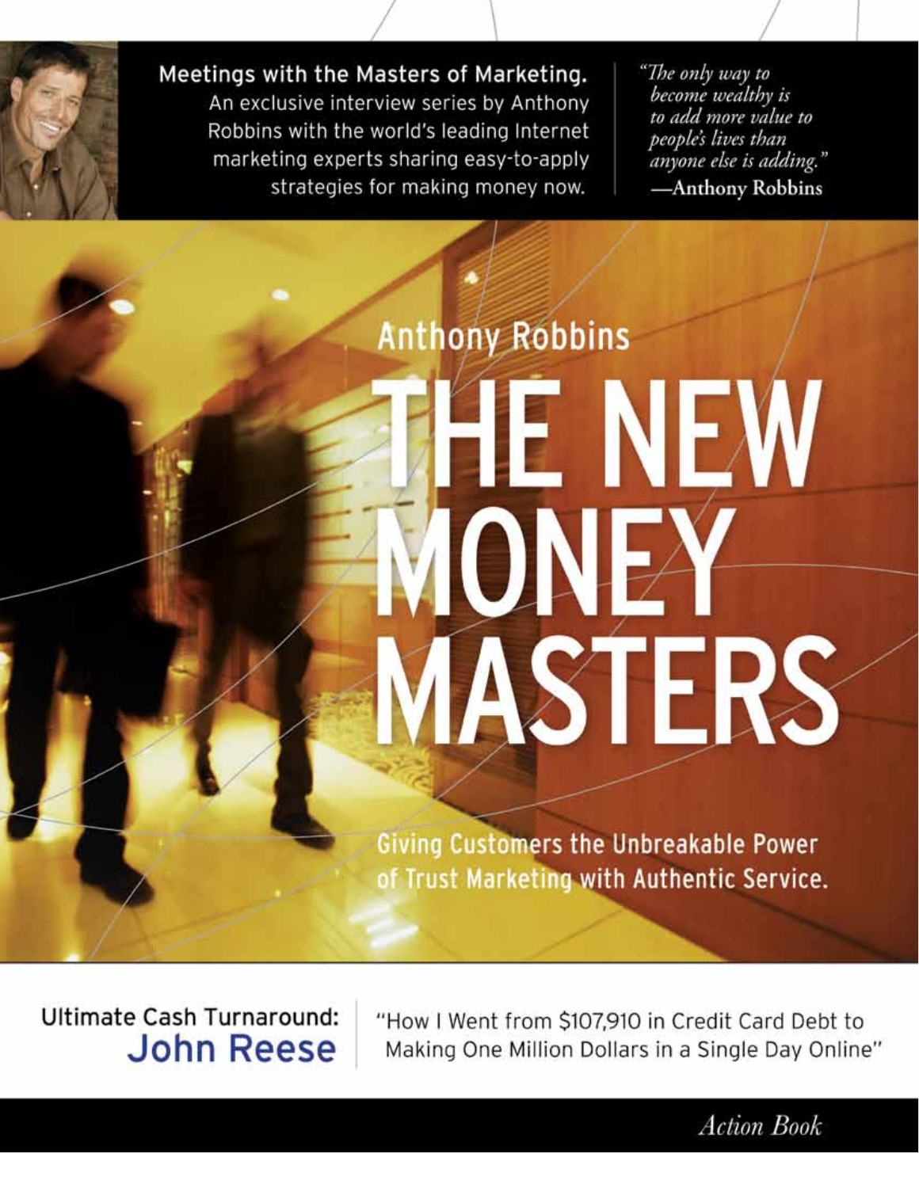**Meetings with the Masters of Marketing.**
An exclusive interview series by Anthony Robbins with the world's leading Internet marketing experts sharing easy-to-apply strategies for making money now.

*"The only way to become wealthy is to add more value to people's lives than anyone else is adding."*
**—Anthony Robbins**

Anthony Robbins

# THE NEW MONEY MASTERS

**Giving Customers the Unbreakable Power of Trust Marketing with Authentic Service.**

**Ultimate Cash Turnaround: John Reese**

"How I Went from $107,910 in Credit Card Debt to Making One Million Dollars in a Single Day Online"

*Action Book*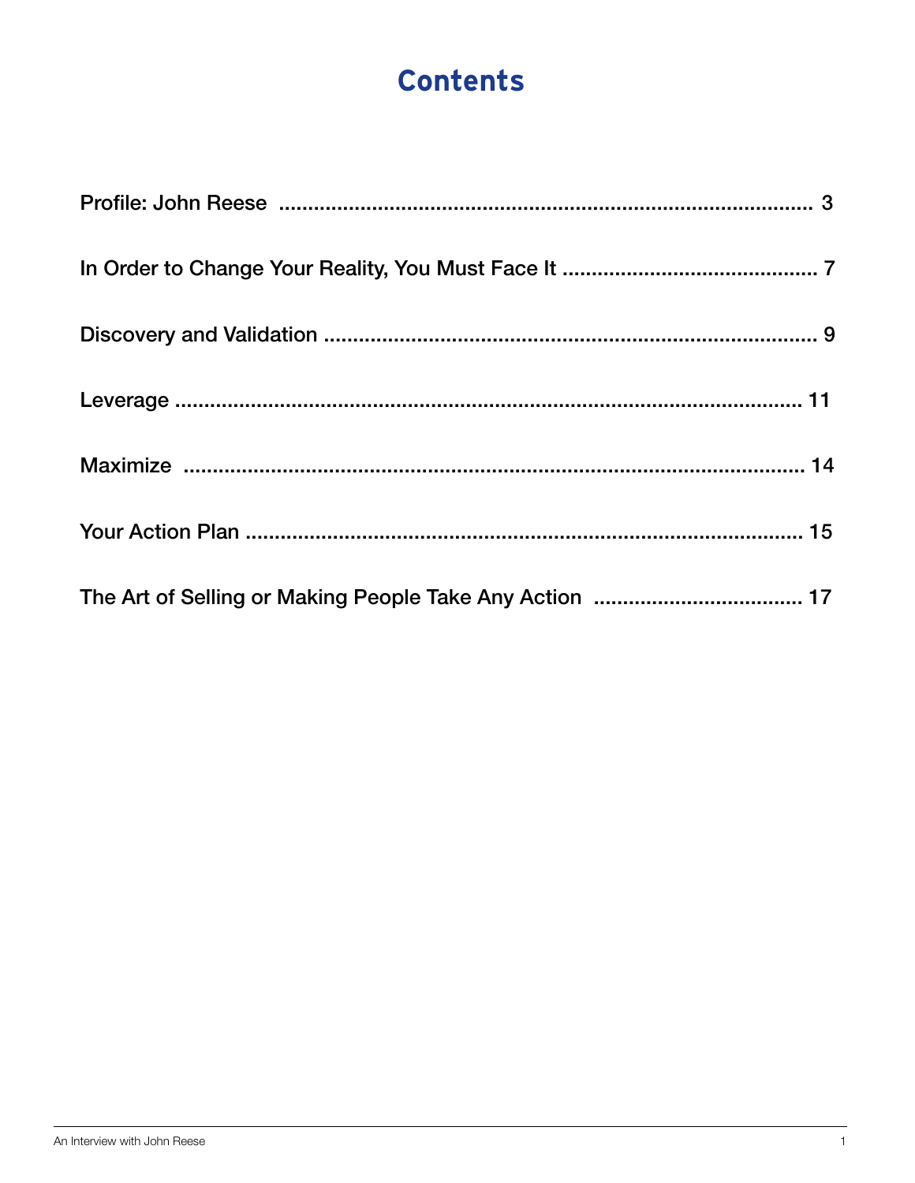# Contents

Profile: John Reese ........................................................................................ 3

In Order to Change Your Reality, You Must Face It ............................................ 7

Discovery and Validation ..................................................................................... 9

Leverage ............................................................................................................ 11

Maximize ........................................................................................................... 14

Your Action Plan ................................................................................................ 15

The Art of Selling or Making People Take Any Action .................................... 17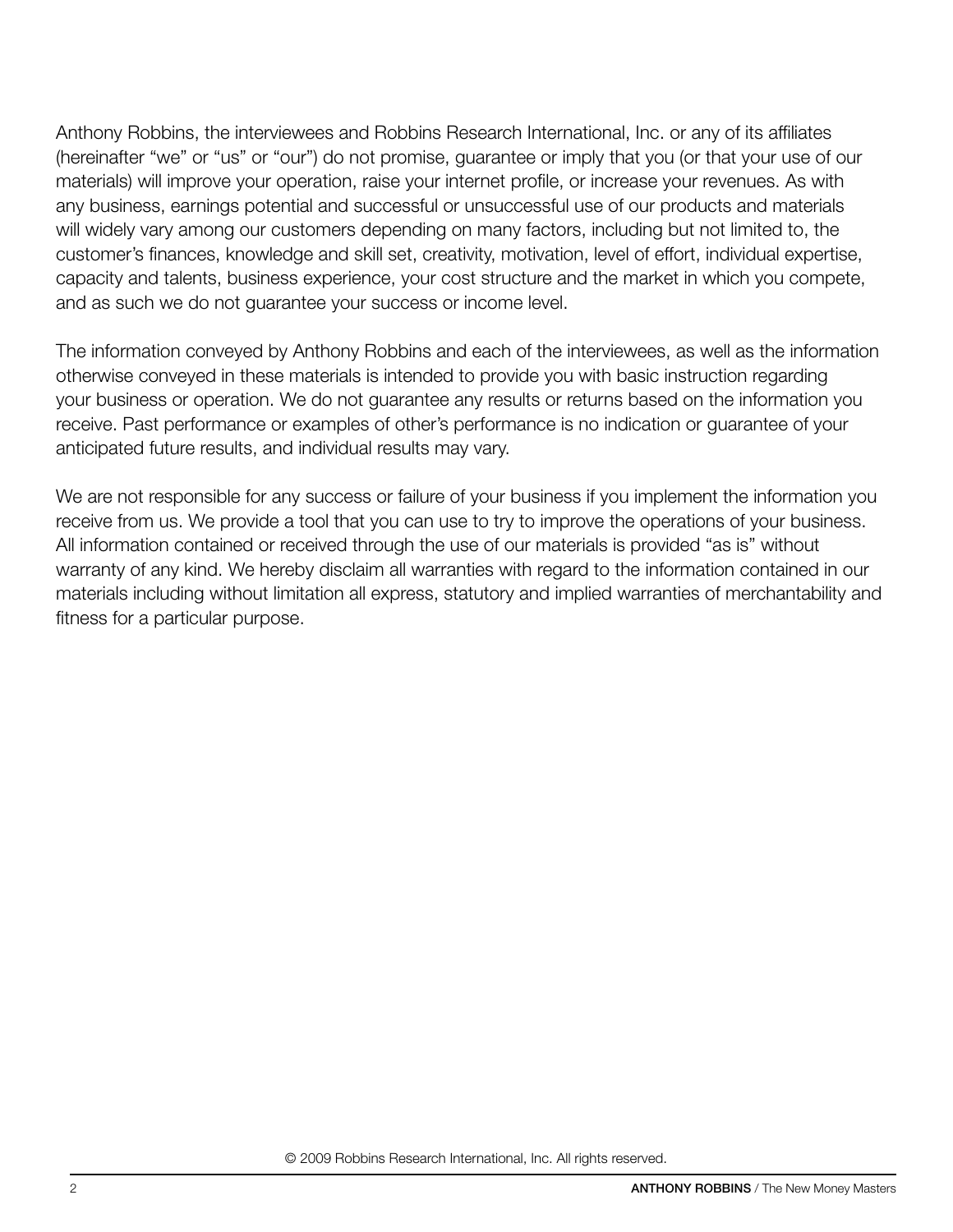Anthony Robbins, the interviewees and Robbins Research International, Inc. or any of its affiliates (hereinafter “we” or “us” or “our”) do not promise, guarantee or imply that you (or that your use of our materials) will improve your operation, raise your internet profile, or increase your revenues. As with any business, earnings potential and successful or unsuccessful use of our products and materials will widely vary among our customers depending on many factors, including but not limited to, the customer’s finances, knowledge and skill set, creativity, motivation, level of effort, individual expertise, capacity and talents, business experience, your cost structure and the market in which you compete, and as such we do not guarantee your success or income level.

The information conveyed by Anthony Robbins and each of the interviewees, as well as the information otherwise conveyed in these materials is intended to provide you with basic instruction regarding your business or operation. We do not guarantee any results or returns based on the information you receive. Past performance or examples of other’s performance is no indication or guarantee of your anticipated future results, and individual results may vary.

We are not responsible for any success or failure of your business if you implement the information you receive from us. We provide a tool that you can use to try to improve the operations of your business. All information contained or received through the use of our materials is provided “as is” without warranty of any kind. We hereby disclaim all warranties with regard to the information contained in our materials including without limitation all express, statutory and implied warranties of merchantability and fitness for a particular purpose.

© 2009 Robbins Research International, Inc. All rights reserved.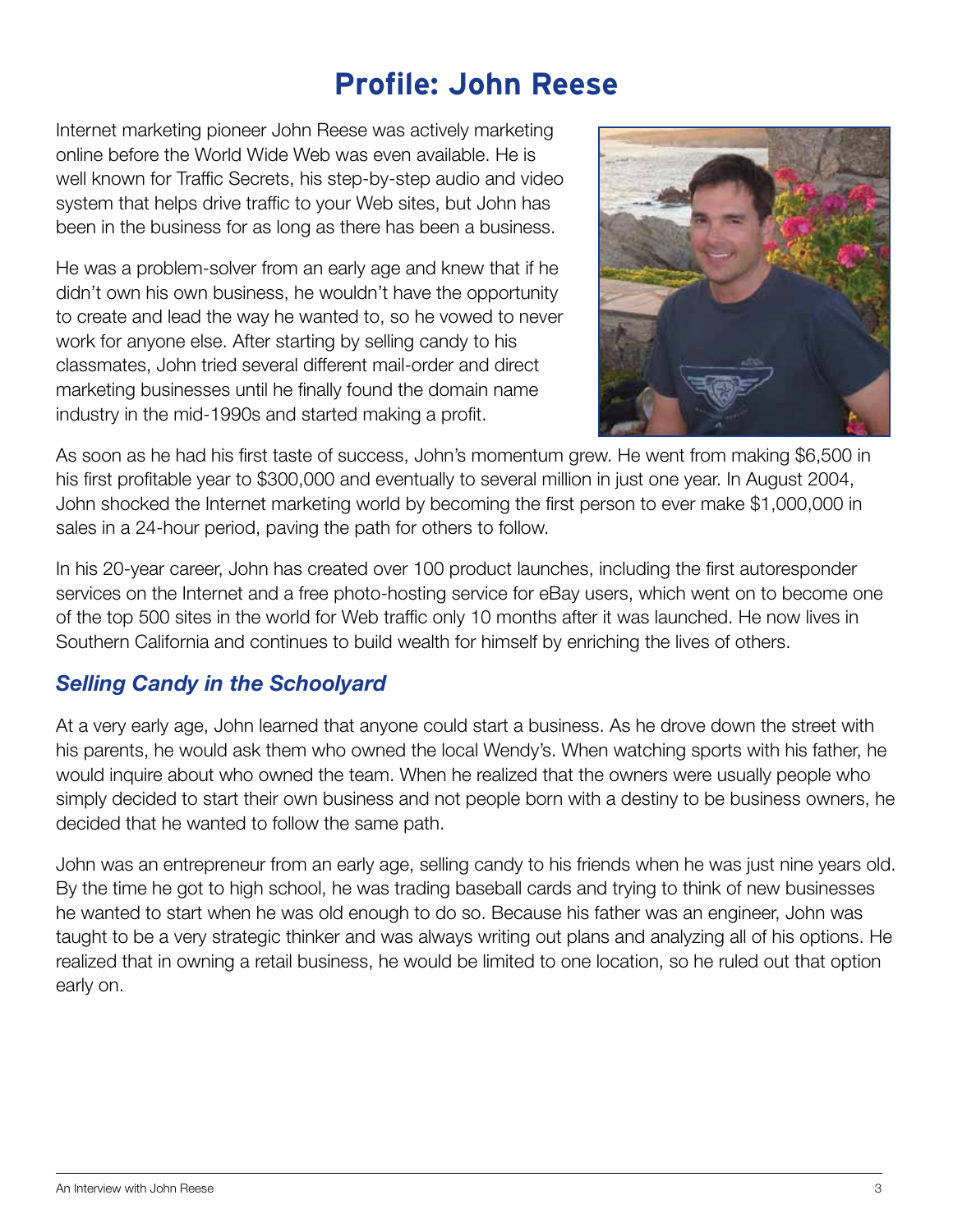# Profile: John Reese

Internet marketing pioneer John Reese was actively marketing online before the World Wide Web was even available. He is well known for Traffic Secrets, his step-by-step audio and video system that helps drive traffic to your Web sites, but John has been in the business for as long as there has been a business.

He was a problem-solver from an early age and knew that if he didn't own his own business, he wouldn't have the opportunity to create and lead the way he wanted to, so he vowed to never work for anyone else. After starting by selling candy to his classmates, John tried several different mail-order and direct marketing businesses until he finally found the domain name industry in the mid-1990s and started making a profit.

As soon as he had his first taste of success, John's momentum grew. He went from making $6,500 in his first profitable year to $300,000 and eventually to several million in just one year. In August 2004, John shocked the Internet marketing world by becoming the first person to ever make $1,000,000 in sales in a 24-hour period, paving the path for others to follow.

In his 20-year career, John has created over 100 product launches, including the first autoresponder services on the Internet and a free photo-hosting service for eBay users, which went on to become one of the top 500 sites in the world for Web traffic only 10 months after it was launched. He now lives in Southern California and continues to build wealth for himself by enriching the lives of others.

## *Selling Candy in the Schoolyard*

At a very early age, John learned that anyone could start a business. As he drove down the street with his parents, he would ask them who owned the local Wendy's. When watching sports with his father, he would inquire about who owned the team. When he realized that the owners were usually people who simply decided to start their own business and not people born with a destiny to be business owners, he decided that he wanted to follow the same path.

John was an entrepreneur from an early age, selling candy to his friends when he was just nine years old. By the time he got to high school, he was trading baseball cards and trying to think of new businesses he wanted to start when he was old enough to do so. Because his father was an engineer, John was taught to be a very strategic thinker and was always writing out plans and analyzing all of his options. He realized that in owning a retail business, he would be limited to one location, so he ruled out that option early on.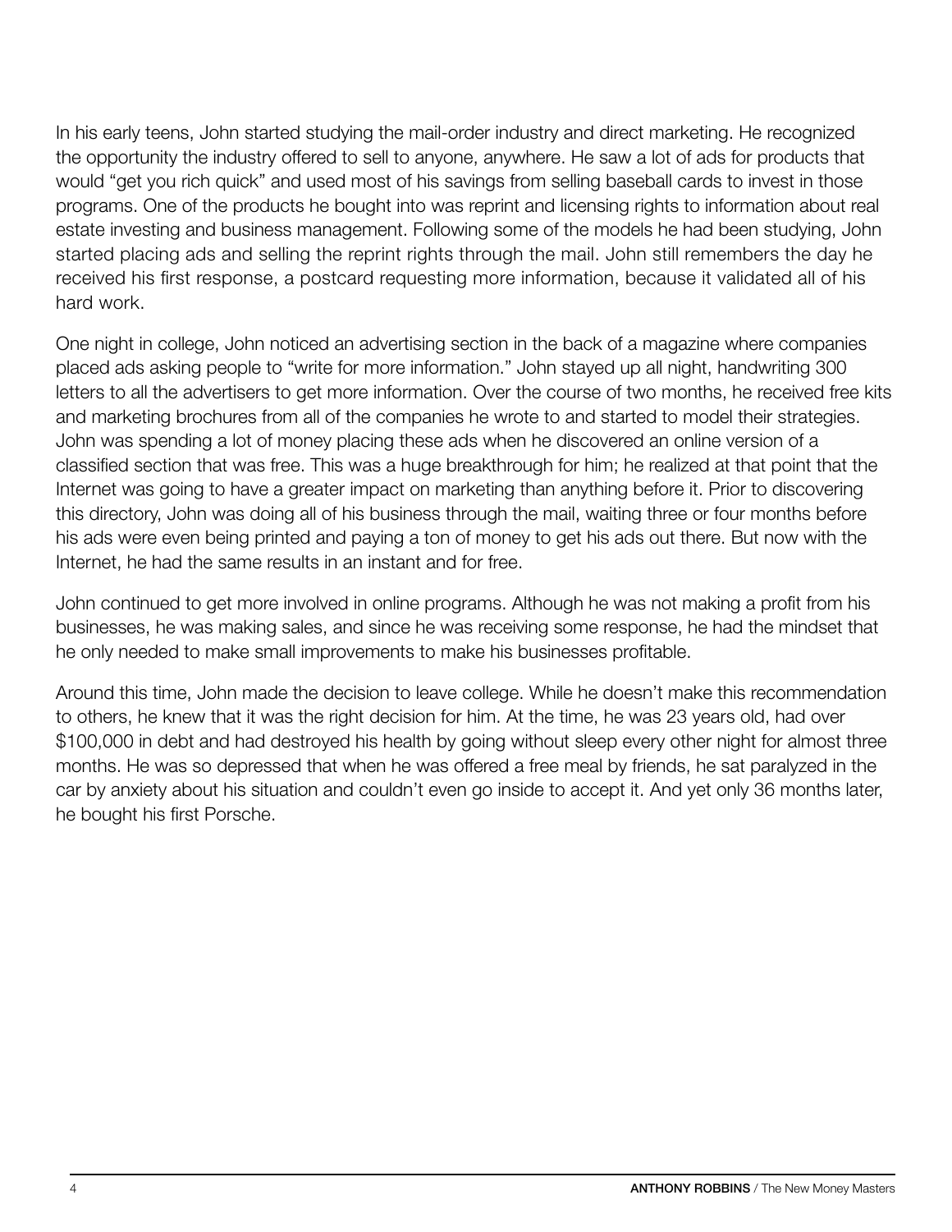In his early teens, John started studying the mail-order industry and direct marketing. He recognized the opportunity the industry offered to sell to anyone, anywhere. He saw a lot of ads for products that would "get you rich quick" and used most of his savings from selling baseball cards to invest in those programs. One of the products he bought into was reprint and licensing rights to information about real estate investing and business management. Following some of the models he had been studying, John started placing ads and selling the reprint rights through the mail. John still remembers the day he received his first response, a postcard requesting more information, because it validated all of his hard work.

One night in college, John noticed an advertising section in the back of a magazine where companies placed ads asking people to "write for more information." John stayed up all night, handwriting 300 letters to all the advertisers to get more information. Over the course of two months, he received free kits and marketing brochures from all of the companies he wrote to and started to model their strategies. John was spending a lot of money placing these ads when he discovered an online version of a classified section that was free. This was a huge breakthrough for him; he realized at that point that the Internet was going to have a greater impact on marketing than anything before it. Prior to discovering this directory, John was doing all of his business through the mail, waiting three or four months before his ads were even being printed and paying a ton of money to get his ads out there. But now with the Internet, he had the same results in an instant and for free.

John continued to get more involved in online programs. Although he was not making a profit from his businesses, he was making sales, and since he was receiving some response, he had the mindset that he only needed to make small improvements to make his businesses profitable.

Around this time, John made the decision to leave college. While he doesn't make this recommendation to others, he knew that it was the right decision for him. At the time, he was 23 years old, had over $100,000 in debt and had destroyed his health by going without sleep every other night for almost three months. He was so depressed that when he was offered a free meal by friends, he sat paralyzed in the car by anxiety about his situation and couldn't even go inside to accept it. And yet only 36 months later, he bought his first Porsche.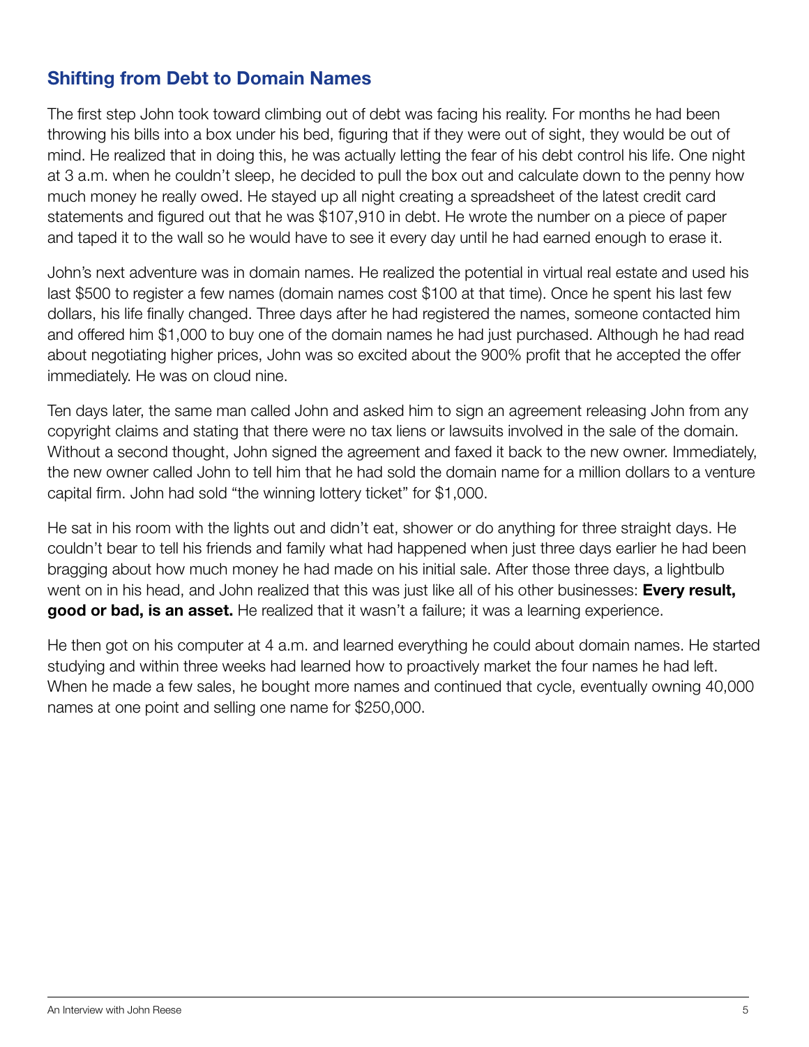## Shifting from Debt to Domain Names

The first step John took toward climbing out of debt was facing his reality. For months he had been throwing his bills into a box under his bed, figuring that if they were out of sight, they would be out of mind. He realized that in doing this, he was actually letting the fear of his debt control his life. One night at 3 a.m. when he couldn't sleep, he decided to pull the box out and calculate down to the penny how much money he really owed. He stayed up all night creating a spreadsheet of the latest credit card statements and figured out that he was $107,910 in debt. He wrote the number on a piece of paper and taped it to the wall so he would have to see it every day until he had earned enough to erase it.

John's next adventure was in domain names. He realized the potential in virtual real estate and used his last $500 to register a few names (domain names cost $100 at that time). Once he spent his last few dollars, his life finally changed. Three days after he had registered the names, someone contacted him and offered him $1,000 to buy one of the domain names he had just purchased. Although he had read about negotiating higher prices, John was so excited about the 900% profit that he accepted the offer immediately. He was on cloud nine.

Ten days later, the same man called John and asked him to sign an agreement releasing John from any copyright claims and stating that there were no tax liens or lawsuits involved in the sale of the domain. Without a second thought, John signed the agreement and faxed it back to the new owner. Immediately, the new owner called John to tell him that he had sold the domain name for a million dollars to a venture capital firm. John had sold "the winning lottery ticket" for $1,000.

He sat in his room with the lights out and didn't eat, shower or do anything for three straight days. He couldn't bear to tell his friends and family what had happened when just three days earlier he had been bragging about how much money he had made on his initial sale. After those three days, a lightbulb went on in his head, and John realized that this was just like all of his other businesses: **Every result, good or bad, is an asset.** He realized that it wasn't a failure; it was a learning experience.

He then got on his computer at 4 a.m. and learned everything he could about domain names. He started studying and within three weeks had learned how to proactively market the four names he had left. When he made a few sales, he bought more names and continued that cycle, eventually owning 40,000 names at one point and selling one name for $250,000.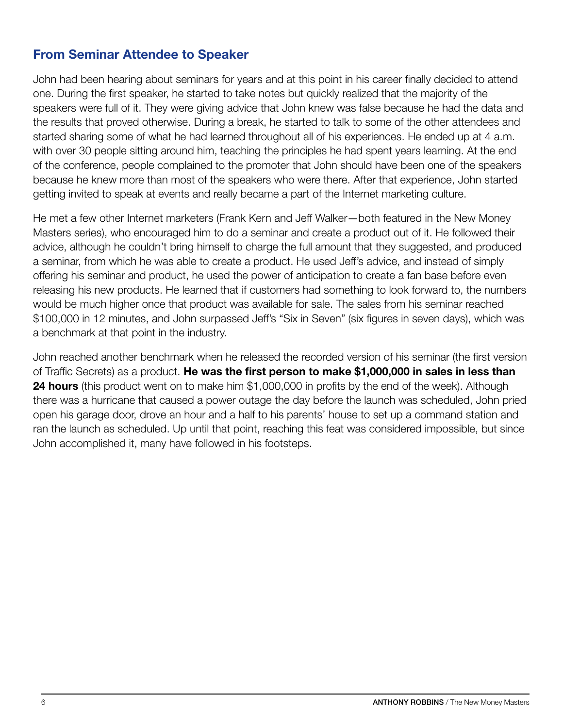## From Seminar Attendee to Speaker

John had been hearing about seminars for years and at this point in his career finally decided to attend one. During the first speaker, he started to take notes but quickly realized that the majority of the speakers were full of it. They were giving advice that John knew was false because he had the data and the results that proved otherwise. During a break, he started to talk to some of the other attendees and started sharing some of what he had learned throughout all of his experiences. He ended up at 4 a.m. with over 30 people sitting around him, teaching the principles he had spent years learning. At the end of the conference, people complained to the promoter that John should have been one of the speakers because he knew more than most of the speakers who were there. After that experience, John started getting invited to speak at events and really became a part of the Internet marketing culture.

He met a few other Internet marketers (Frank Kern and Jeff Walker—both featured in the New Money Masters series), who encouraged him to do a seminar and create a product out of it. He followed their advice, although he couldn't bring himself to charge the full amount that they suggested, and produced a seminar, from which he was able to create a product. He used Jeff's advice, and instead of simply offering his seminar and product, he used the power of anticipation to create a fan base before even releasing his new products. He learned that if customers had something to look forward to, the numbers would be much higher once that product was available for sale. The sales from his seminar reached $100,000 in 12 minutes, and John surpassed Jeff's "Six in Seven" (six figures in seven days), which was a benchmark at that point in the industry.

John reached another benchmark when he released the recorded version of his seminar (the first version of Traffic Secrets) as a product. **He was the first person to make $1,000,000 in sales in less than 24 hours** (this product went on to make him $1,000,000 in profits by the end of the week). Although there was a hurricane that caused a power outage the day before the launch was scheduled, John pried open his garage door, drove an hour and a half to his parents' house to set up a command station and ran the launch as scheduled. Up until that point, reaching this feat was considered impossible, but since John accomplished it, many have followed in his footsteps.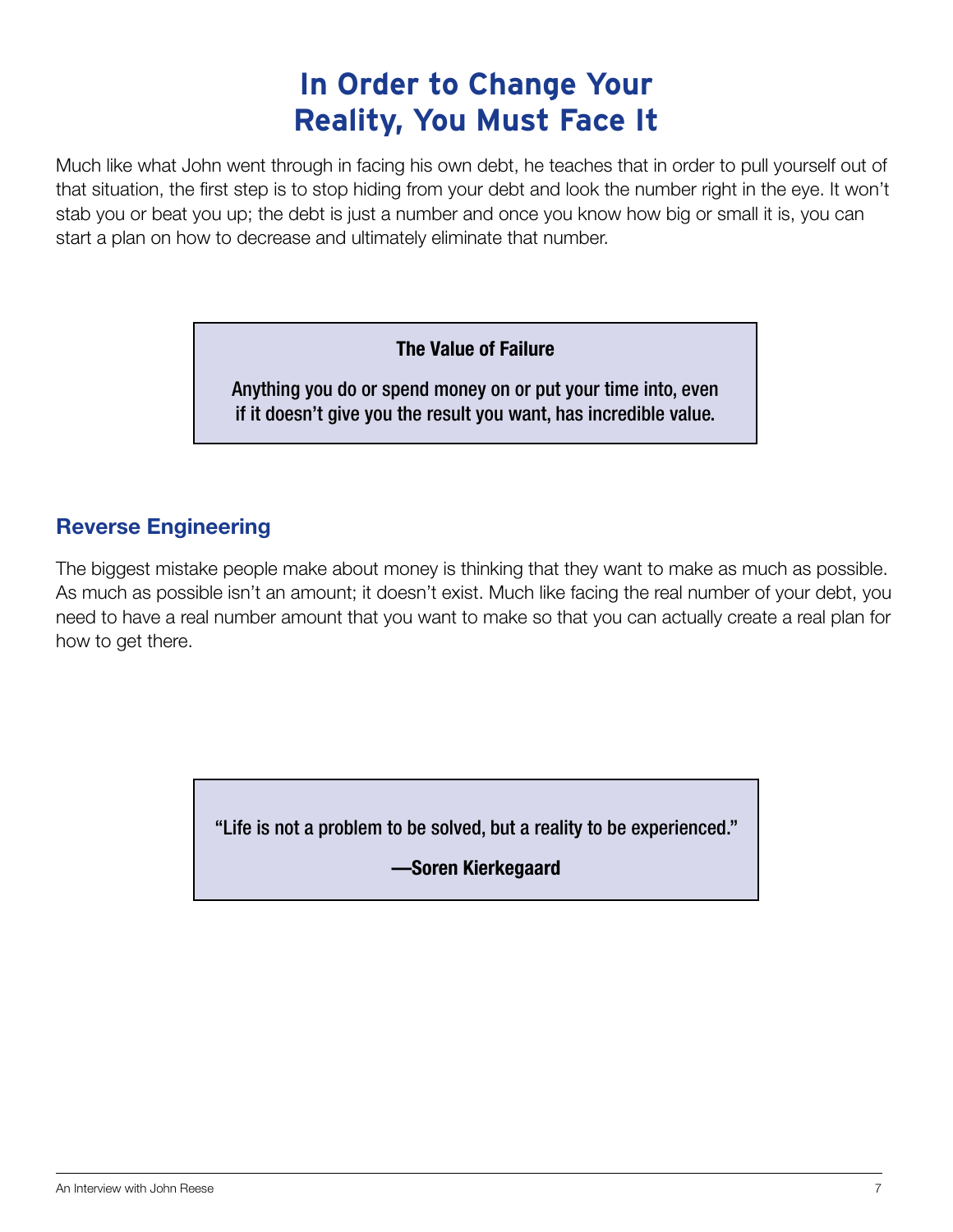# In Order to Change Your Reality, You Must Face It

Much like what John went through in facing his own debt, he teaches that in order to pull yourself out of that situation, the first step is to stop hiding from your debt and look the number right in the eye. It won't stab you or beat you up; the debt is just a number and once you know how big or small it is, you can start a plan on how to decrease and ultimately eliminate that number.

> **The Value of Failure**
>
> **Anything you do or spend money on or put your time into, even if it doesn't give you the result you want, has incredible value.**

## Reverse Engineering

The biggest mistake people make about money is thinking that they want to make as much as possible. As much as possible isn't an amount; it doesn't exist. Much like facing the real number of your debt, you need to have a real number amount that you want to make so that you can actually create a real plan for how to get there.

> **"Life is not a problem to be solved, but a reality to be experienced."**
>
> **—Soren Kierkegaard**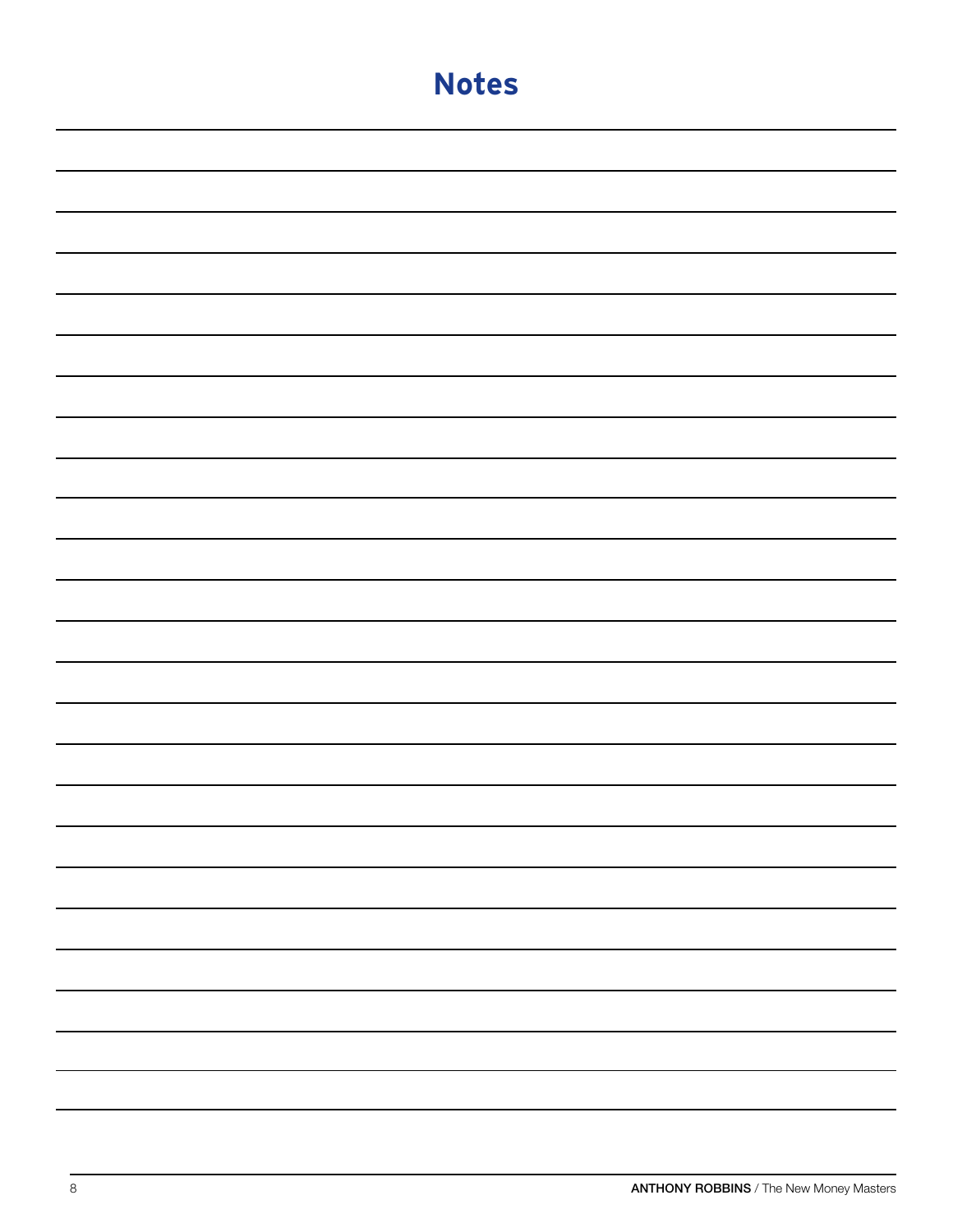# Notes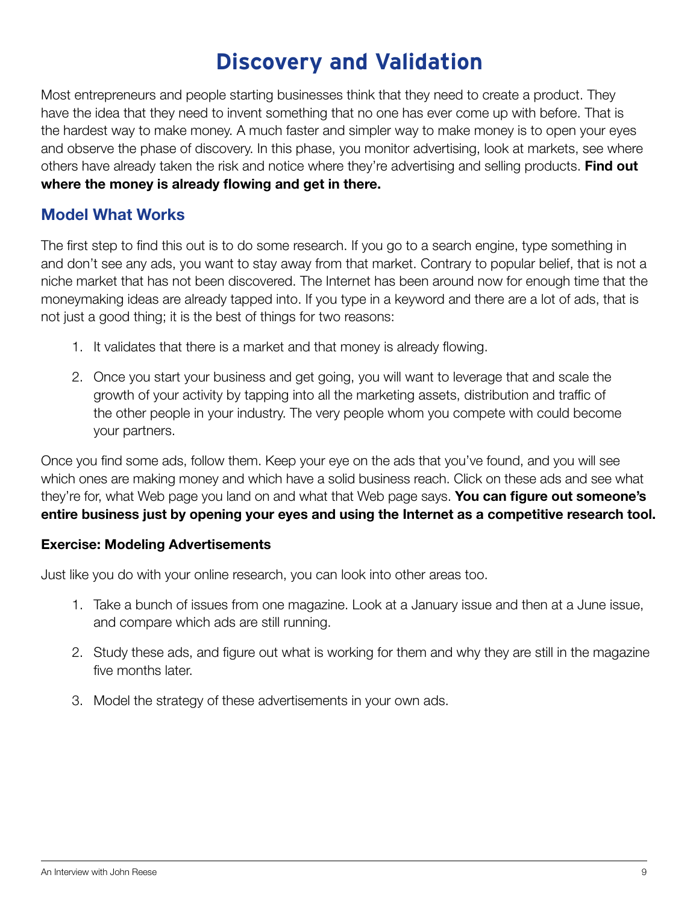# Discovery and Validation

Most entrepreneurs and people starting businesses think that they need to create a product. They have the idea that they need to invent something that no one has ever come up with before. That is the hardest way to make money. A much faster and simpler way to make money is to open your eyes and observe the phase of discovery. In this phase, you monitor advertising, look at markets, see where others have already taken the risk and notice where they're advertising and selling products. **Find out where the money is already flowing and get in there.**

## Model What Works

The first step to find this out is to do some research. If you go to a search engine, type something in and don't see any ads, you want to stay away from that market. Contrary to popular belief, that is not a niche market that has not been discovered. The Internet has been around now for enough time that the moneymaking ideas are already tapped into. If you type in a keyword and there are a lot of ads, that is not just a good thing; it is the best of things for two reasons:

1. It validates that there is a market and that money is already flowing.
2. Once you start your business and get going, you will want to leverage that and scale the growth of your activity by tapping into all the marketing assets, distribution and traffic of the other people in your industry. The very people whom you compete with could become your partners.

Once you find some ads, follow them. Keep your eye on the ads that you've found, and you will see which ones are making money and which have a solid business reach. Click on these ads and see what they're for, what Web page you land on and what that Web page says. **You can figure out someone's entire business just by opening your eyes and using the Internet as a competitive research tool.**

**Exercise: Modeling Advertisements**

Just like you do with your online research, you can look into other areas too.

1. Take a bunch of issues from one magazine. Look at a January issue and then at a June issue, and compare which ads are still running.
2. Study these ads, and figure out what is working for them and why they are still in the magazine five months later.
3. Model the strategy of these advertisements in your own ads.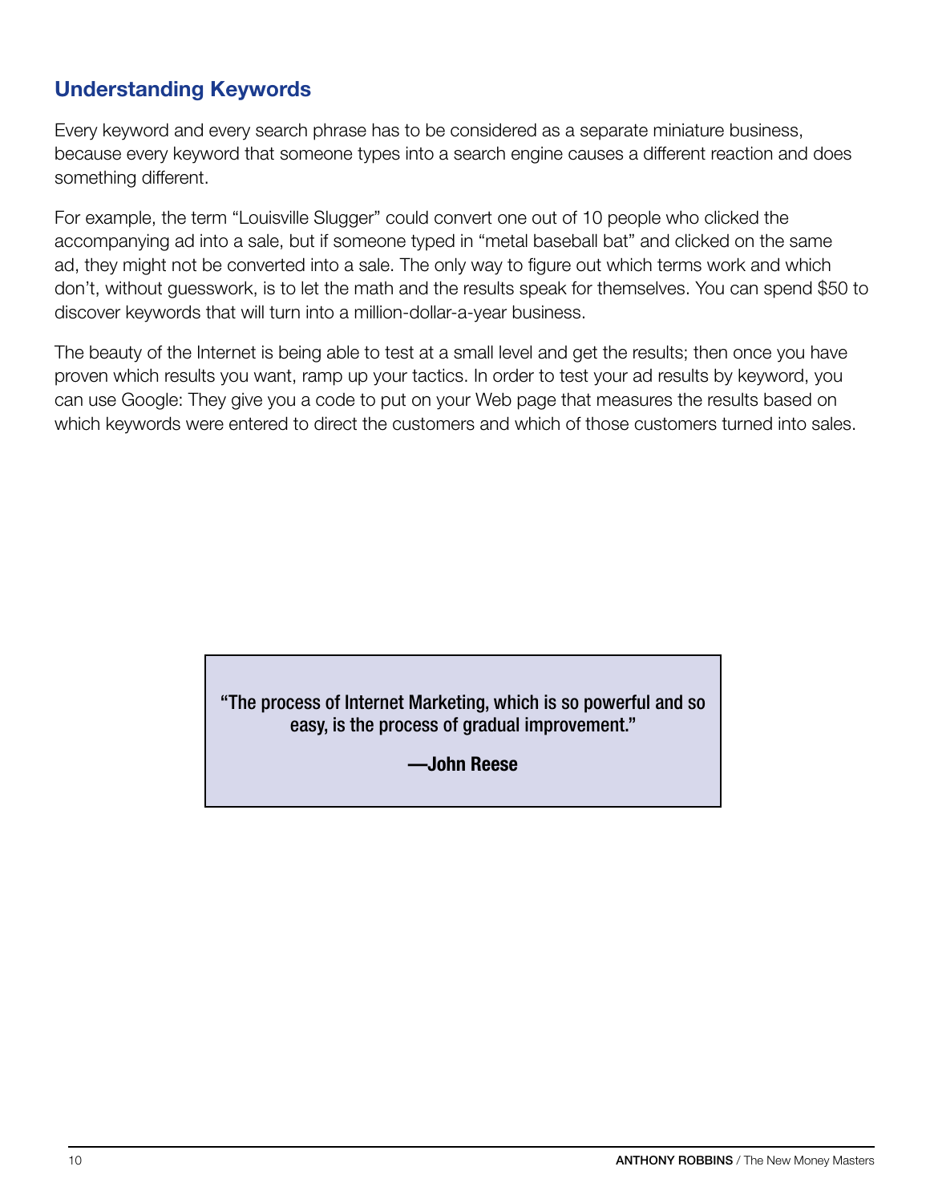## Understanding Keywords

Every keyword and every search phrase has to be considered as a separate miniature business, because every keyword that someone types into a search engine causes a different reaction and does something different.

For example, the term "Louisville Slugger" could convert one out of 10 people who clicked the accompanying ad into a sale, but if someone typed in "metal baseball bat" and clicked on the same ad, they might not be converted into a sale. The only way to figure out which terms work and which don't, without guesswork, is to let the math and the results speak for themselves. You can spend $50 to discover keywords that will turn into a million-dollar-a-year business.

The beauty of the Internet is being able to test at a small level and get the results; then once you have proven which results you want, ramp up your tactics. In order to test your ad results by keyword, you can use Google: They give you a code to put on your Web page that measures the results based on which keywords were entered to direct the customers and which of those customers turned into sales.

> **"The process of Internet Marketing, which is so powerful and so easy, is the process of gradual improvement."**
>
> **—John Reese**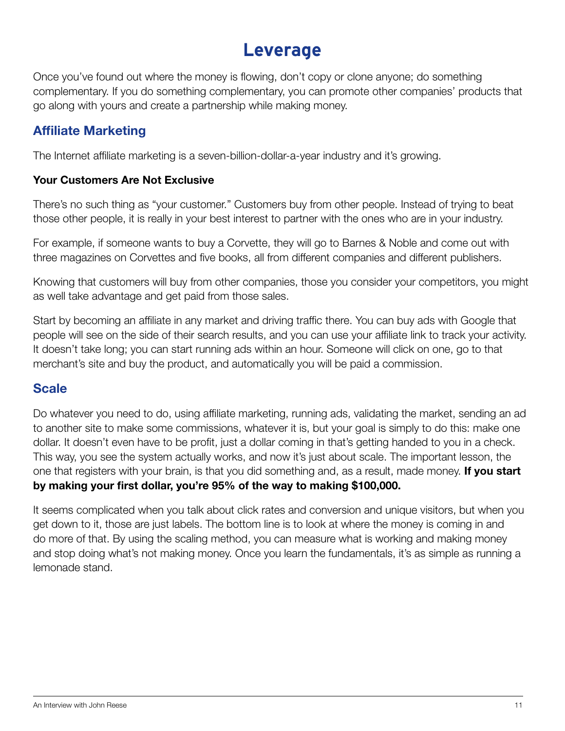# Leverage

Once you've found out where the money is flowing, don't copy or clone anyone; do something complementary. If you do something complementary, you can promote other companies' products that go along with yours and create a partnership while making money.

## Affiliate Marketing

The Internet affiliate marketing is a seven-billion-dollar-a-year industry and it's growing.

### Your Customers Are Not Exclusive

There's no such thing as "your customer." Customers buy from other people. Instead of trying to beat those other people, it is really in your best interest to partner with the ones who are in your industry.

For example, if someone wants to buy a Corvette, they will go to Barnes & Noble and come out with three magazines on Corvettes and five books, all from different companies and different publishers.

Knowing that customers will buy from other companies, those you consider your competitors, you might as well take advantage and get paid from those sales.

Start by becoming an affiliate in any market and driving traffic there. You can buy ads with Google that people will see on the side of their search results, and you can use your affiliate link to track your activity. It doesn't take long; you can start running ads within an hour. Someone will click on one, go to that merchant's site and buy the product, and automatically you will be paid a commission.

## Scale

Do whatever you need to do, using affiliate marketing, running ads, validating the market, sending an ad to another site to make some commissions, whatever it is, but your goal is simply to do this: make one dollar. It doesn't even have to be profit, just a dollar coming in that's getting handed to you in a check. This way, you see the system actually works, and now it's just about scale. The important lesson, the one that registers with your brain, is that you did something and, as a result, made money. **If you start by making your first dollar, you're 95% of the way to making $100,000.**

It seems complicated when you talk about click rates and conversion and unique visitors, but when you get down to it, those are just labels. The bottom line is to look at where the money is coming in and do more of that. By using the scaling method, you can measure what is working and making money and stop doing what's not making money. Once you learn the fundamentals, it's as simple as running a lemonade stand.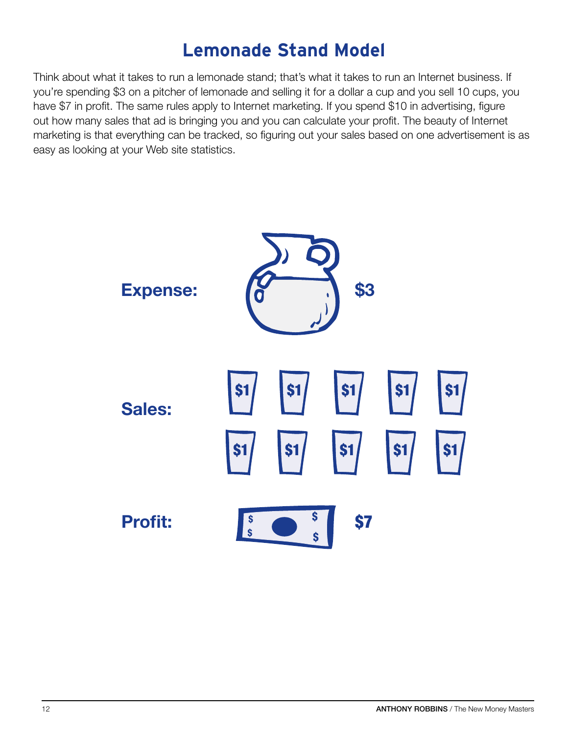# Lemonade Stand Model

Think about what it takes to run a lemonade stand; that's what it takes to run an Internet business. If you're spending $3 on a pitcher of lemonade and selling it for a dollar a cup and you sell 10 cups, you have $7 in profit. The same rules apply to Internet marketing. If you spend $10 in advertising, figure out how many sales that ad is bringing you and you can calculate your profit. The beauty of Internet marketing is that everything can be tracked, so figuring out your sales based on one advertisement is as easy as looking at your Web site statistics.

**Expense:** $3

**Sales:** $1 $1 $1 $1 $1 $1 $1 $1 $1 $1

**Profit:** $7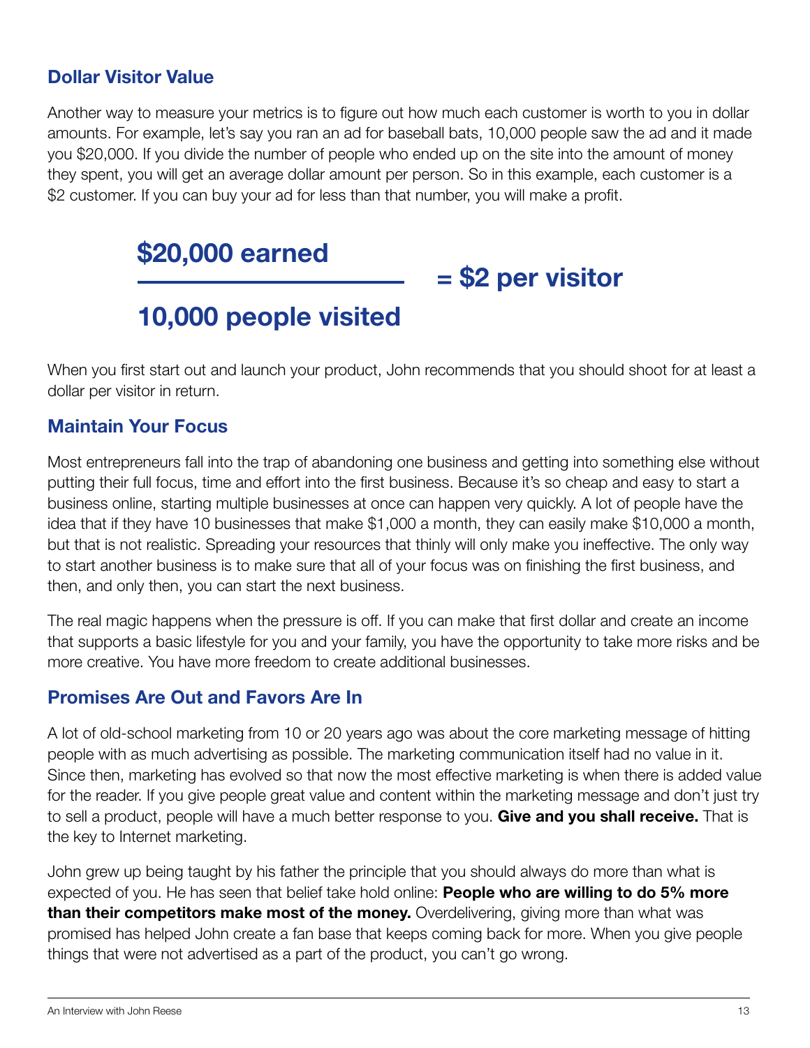## Dollar Visitor Value

Another way to measure your metrics is to figure out how much each customer is worth to you in dollar amounts. For example, let's say you ran an ad for baseball bats, 10,000 people saw the ad and it made you $20,000. If you divide the number of people who ended up on the site into the amount of money they spent, you will get an average dollar amount per person. So in this example, each customer is a $2 customer. If you can buy your ad for less than that number, you will make a profit.

$$\frac{\textbf{\$20,000 earned}}{\textbf{10,000 people visited}} = \textbf{\$2 per visitor}$$

When you first start out and launch your product, John recommends that you should shoot for at least a dollar per visitor in return.

## Maintain Your Focus

Most entrepreneurs fall into the trap of abandoning one business and getting into something else without putting their full focus, time and effort into the first business. Because it's so cheap and easy to start a business online, starting multiple businesses at once can happen very quickly. A lot of people have the idea that if they have 10 businesses that make $1,000 a month, they can easily make $10,000 a month, but that is not realistic. Spreading your resources that thinly will only make you ineffective. The only way to start another business is to make sure that all of your focus was on finishing the first business, and then, and only then, you can start the next business.

The real magic happens when the pressure is off. If you can make that first dollar and create an income that supports a basic lifestyle for you and your family, you have the opportunity to take more risks and be more creative. You have more freedom to create additional businesses.

## Promises Are Out and Favors Are In

A lot of old-school marketing from 10 or 20 years ago was about the core marketing message of hitting people with as much advertising as possible. The marketing communication itself had no value in it. Since then, marketing has evolved so that now the most effective marketing is when there is added value for the reader. If you give people great value and content within the marketing message and don't just try to sell a product, people will have a much better response to you. **Give and you shall receive.** That is the key to Internet marketing.

John grew up being taught by his father the principle that you should always do more than what is expected of you. He has seen that belief take hold online: **People who are willing to do 5% more than their competitors make most of the money.** Overdelivering, giving more than what was promised has helped John create a fan base that keeps coming back for more. When you give people things that were not advertised as a part of the product, you can't go wrong.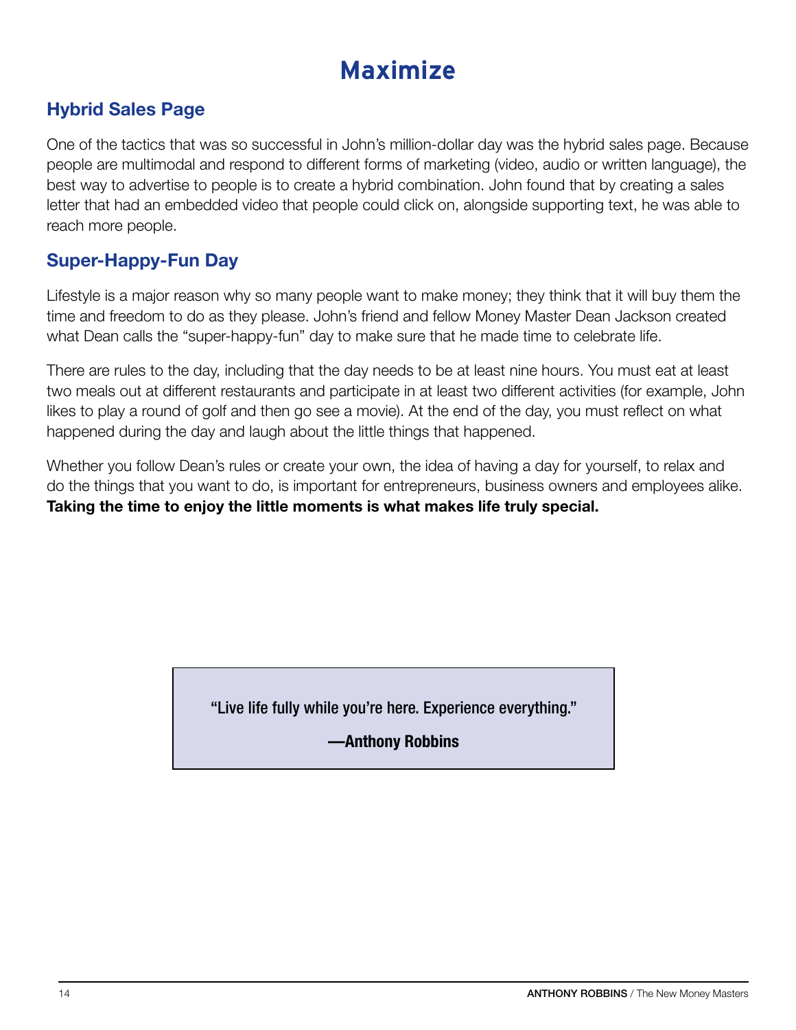# Maximize

## Hybrid Sales Page

One of the tactics that was so successful in John's million-dollar day was the hybrid sales page. Because people are multimodal and respond to different forms of marketing (video, audio or written language), the best way to advertise to people is to create a hybrid combination. John found that by creating a sales letter that had an embedded video that people could click on, alongside supporting text, he was able to reach more people.

## Super-Happy-Fun Day

Lifestyle is a major reason why so many people want to make money; they think that it will buy them the time and freedom to do as they please. John's friend and fellow Money Master Dean Jackson created what Dean calls the "super-happy-fun" day to make sure that he made time to celebrate life.

There are rules to the day, including that the day needs to be at least nine hours. You must eat at least two meals out at different restaurants and participate in at least two different activities (for example, John likes to play a round of golf and then go see a movie). At the end of the day, you must reflect on what happened during the day and laugh about the little things that happened.

Whether you follow Dean's rules or create your own, the idea of having a day for yourself, to relax and do the things that you want to do, is important for entrepreneurs, business owners and employees alike. **Taking the time to enjoy the little moments is what makes life truly special.**

> **"Live life fully while you're here. Experience everything."**
>
> **—Anthony Robbins**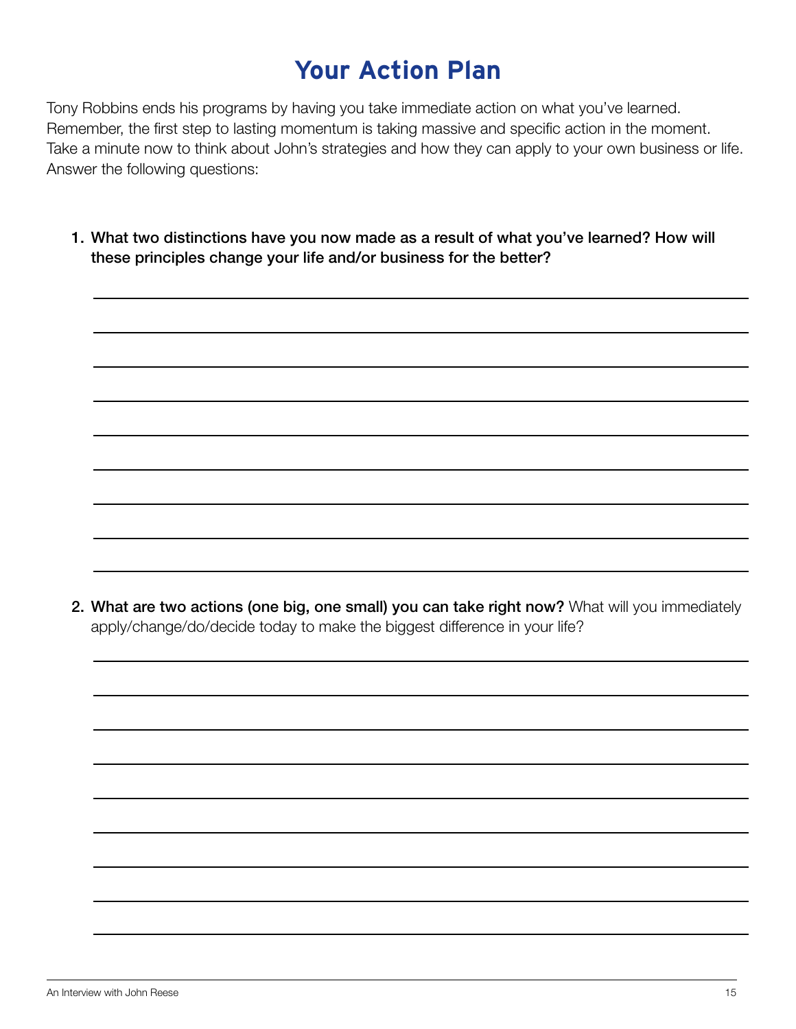# Your Action Plan

Tony Robbins ends his programs by having you take immediate action on what you've learned. Remember, the first step to lasting momentum is taking massive and specific action in the moment. Take a minute now to think about John's strategies and how they can apply to your own business or life. Answer the following questions:

1. **What two distinctions have you now made as a result of what you've learned? How will these principles change your life and/or business for the better?**

2. **What are two actions (one big, one small) you can take right now?** What will you immediately apply/change/do/decide today to make the biggest difference in your life?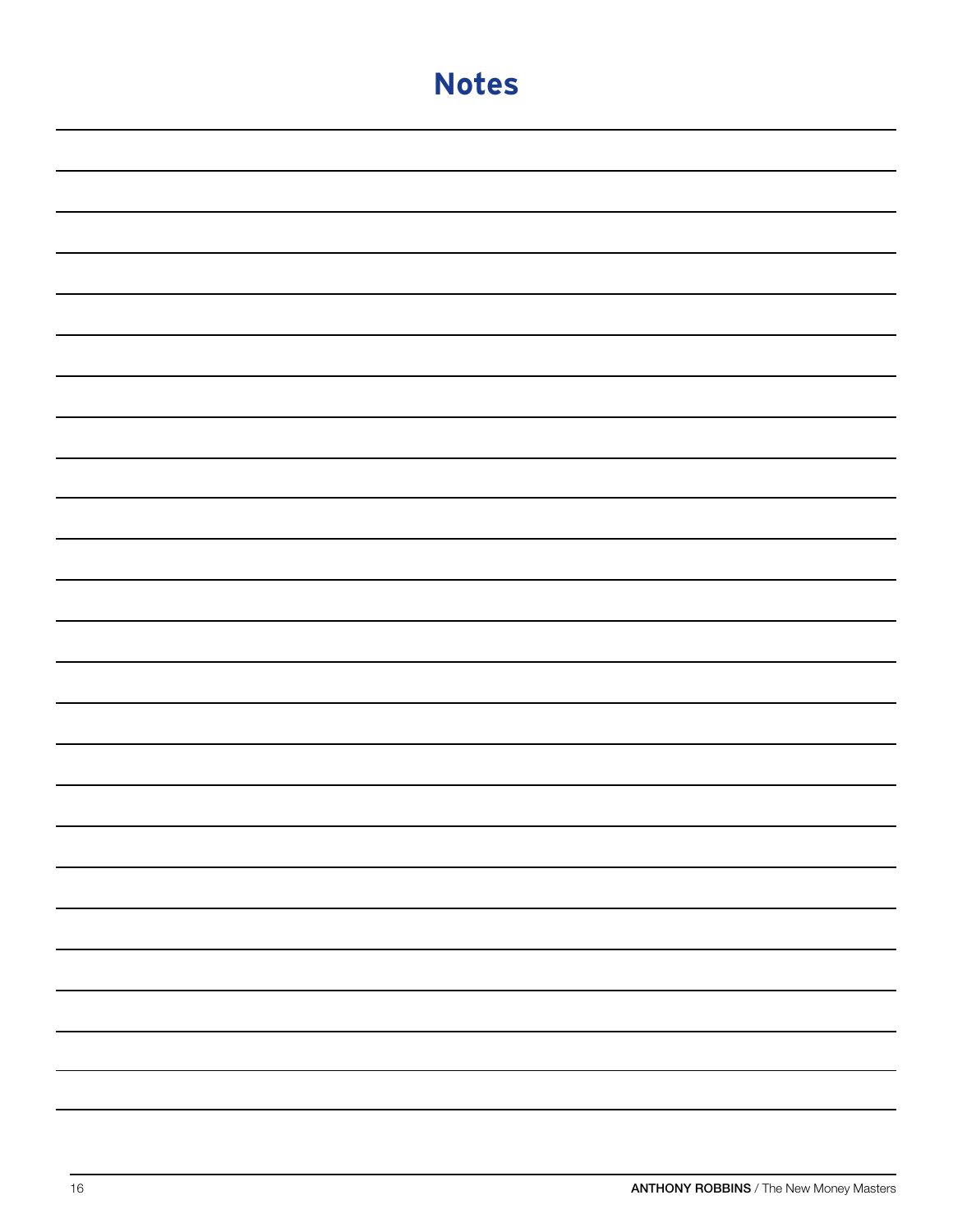# Notes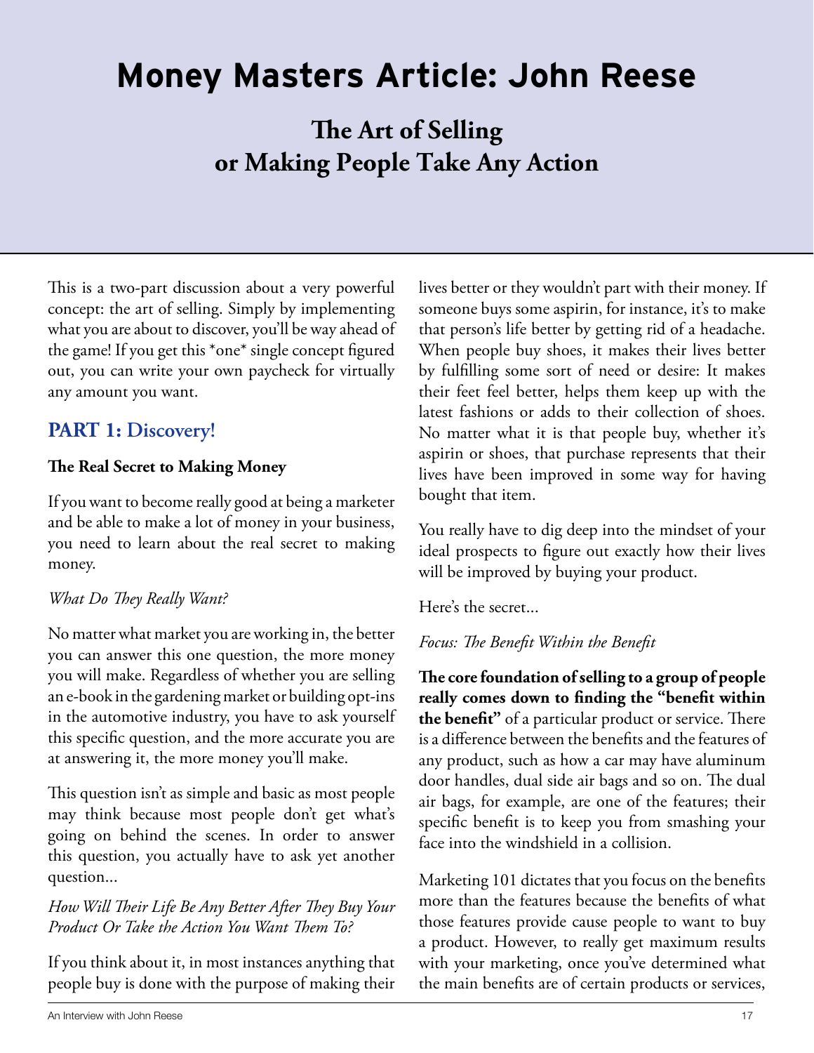# Money Masters Article: John Reese

## The Art of Selling or Making People Take Any Action

This is a two-part discussion about a very powerful concept: the art of selling. Simply by implementing what you are about to discover, you'll be way ahead of the game! If you get this *one* single concept figured out, you can write your own paycheck for virtually any amount you want.

## PART 1: Discovery!

### The Real Secret to Making Money

If you want to become really good at being a marketer and be able to make a lot of money in your business, you need to learn about the real secret to making money.

*What Do They Really Want?*

No matter what market you are working in, the better you can answer this one question, the more money you will make. Regardless of whether you are selling an e-book in the gardening market or building opt-ins in the automotive industry, you have to ask yourself this specific question, and the more accurate you are at answering it, the more money you'll make.

This question isn't as simple and basic as most people may think because most people don't get what's going on behind the scenes. In order to answer this question, you actually have to ask yet another question...

*How Will Their Life Be Any Better After They Buy Your Product Or Take the Action You Want Them To?*

If you think about it, in most instances anything that people buy is done with the purpose of making their lives better or they wouldn't part with their money. If someone buys some aspirin, for instance, it's to make that person's life better by getting rid of a headache. When people buy shoes, it makes their lives better by fulfilling some sort of need or desire: It makes their feet feel better, helps them keep up with the latest fashions or adds to their collection of shoes. No matter what it is that people buy, whether it's aspirin or shoes, that purchase represents that their lives have been improved in some way for having bought that item.

You really have to dig deep into the mindset of your ideal prospects to figure out exactly how their lives will be improved by buying your product.

Here's the secret...

*Focus: The Benefit Within the Benefit*

**The core foundation of selling to a group of people really comes down to finding the "benefit within the benefit"** of a particular product or service. There is a difference between the benefits and the features of any product, such as how a car may have aluminum door handles, dual side air bags and so on. The dual air bags, for example, are one of the features; their specific benefit is to keep you from smashing your face into the windshield in a collision.

Marketing 101 dictates that you focus on the benefits more than the features because the benefits of what those features provide cause people to want to buy a product. However, to really get maximum results with your marketing, once you've determined what the main benefits are of certain products or services,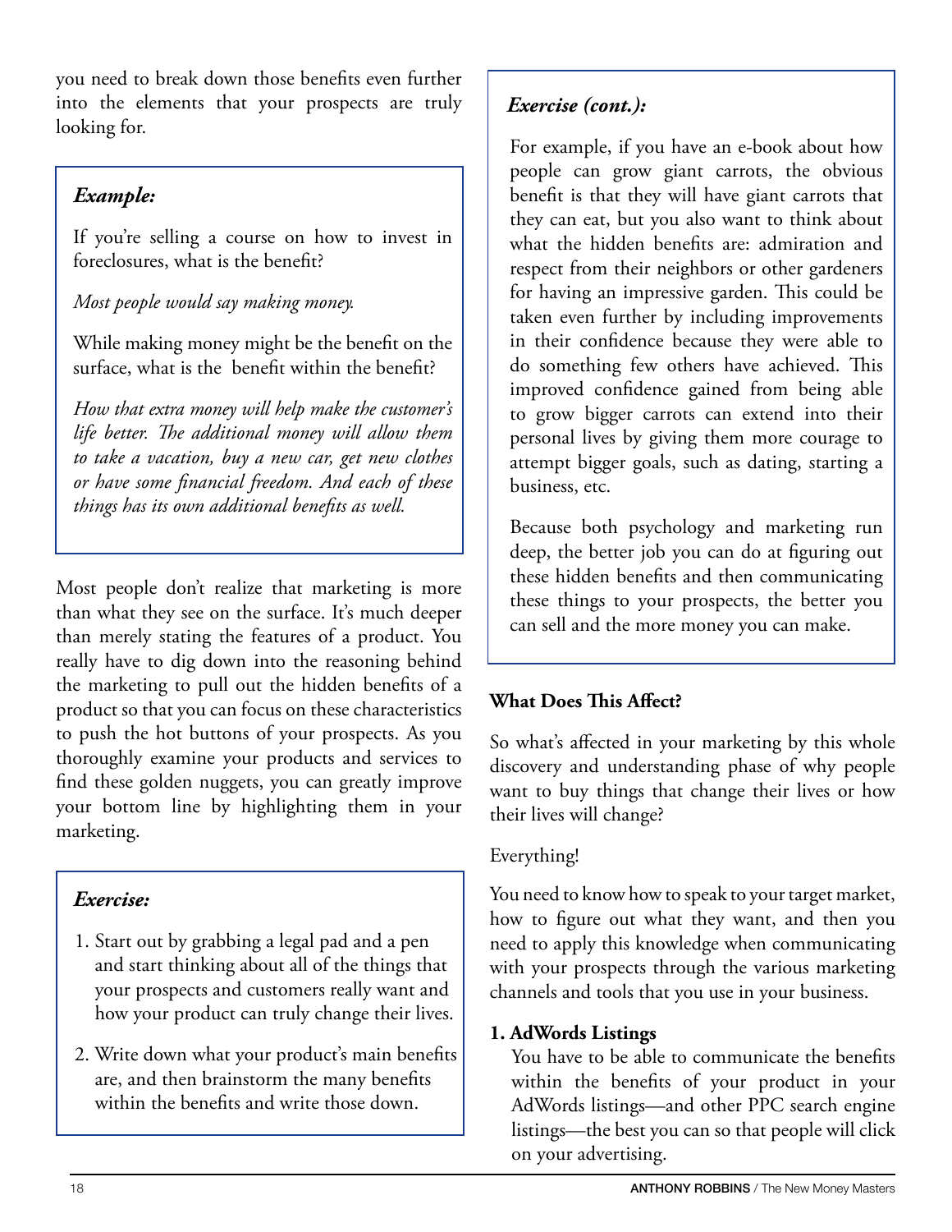you need to break down those benefits even further into the elements that your prospects are truly looking for.

> ***Example:***
>
> If you're selling a course on how to invest in foreclosures, what is the benefit?
>
> *Most people would say making money.*
>
> While making money might be the benefit on the surface, what is the benefit within the benefit?
>
> *How that extra money will help make the customer's life better. The additional money will allow them to take a vacation, buy a new car, get new clothes or have some financial freedom. And each of these things has its own additional benefits as well.*

Most people don't realize that marketing is more than what they see on the surface. It's much deeper than merely stating the features of a product. You really have to dig down into the reasoning behind the marketing to pull out the hidden benefits of a product so that you can focus on these characteristics to push the hot buttons of your prospects. As you thoroughly examine your products and services to find these golden nuggets, you can greatly improve your bottom line by highlighting them in your marketing.

> ***Exercise:***
>
> 1. Start out by grabbing a legal pad and a pen and start thinking about all of the things that your prospects and customers really want and how your product can truly change their lives.
> 2. Write down what your product's main benefits are, and then brainstorm the many benefits within the benefits and write those down.

> ***Exercise (cont.):***
>
> For example, if you have an e-book about how people can grow giant carrots, the obvious benefit is that they will have giant carrots that they can eat, but you also want to think about what the hidden benefits are: admiration and respect from their neighbors or other gardeners for having an impressive garden. This could be taken even further by including improvements in their confidence because they were able to do something few others have achieved. This improved confidence gained from being able to grow bigger carrots can extend into their personal lives by giving them more courage to attempt bigger goals, such as dating, starting a business, etc.
>
> Because both psychology and marketing run deep, the better job you can do at figuring out these hidden benefits and then communicating these things to your prospects, the better you can sell and the more money you can make.

**What Does This Affect?**

So what's affected in your marketing by this whole discovery and understanding phase of why people want to buy things that change their lives or how their lives will change?

Everything!

You need to know how to speak to your target market, how to figure out what they want, and then you need to apply this knowledge when communicating with your prospects through the various marketing channels and tools that you use in your business.

1. **AdWords Listings**
   You have to be able to communicate the benefits within the benefits of your product in your AdWords listings—and other PPC search engine listings—the best you can so that people will click on your advertising.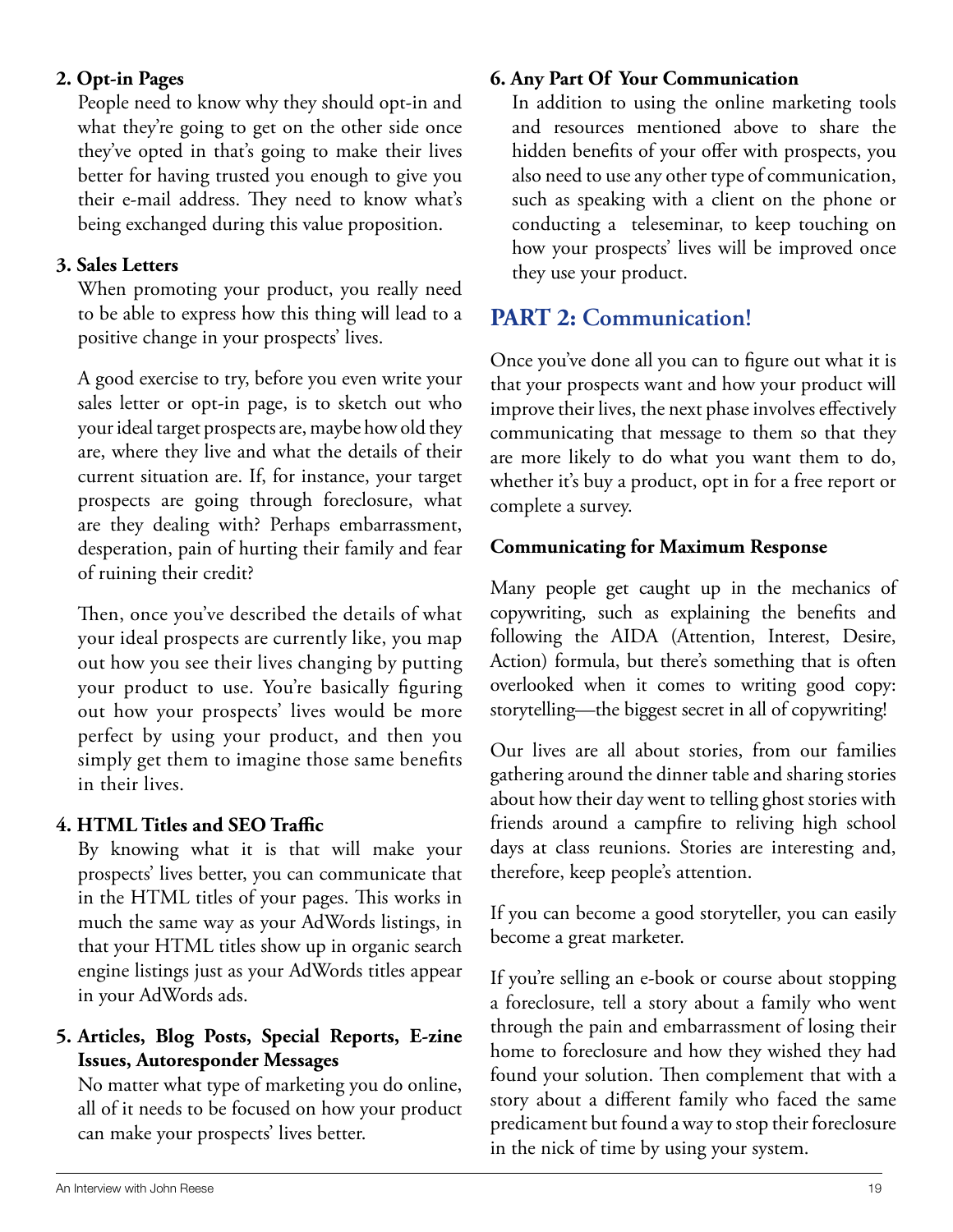**2. Opt-in Pages**

People need to know why they should opt-in and what they're going to get on the other side once they've opted in that's going to make their lives better for having trusted you enough to give you their e-mail address. They need to know what's being exchanged during this value proposition.

**3. Sales Letters**

When promoting your product, you really need to be able to express how this thing will lead to a positive change in your prospects' lives.

A good exercise to try, before you even write your sales letter or opt-in page, is to sketch out who your ideal target prospects are, maybe how old they are, where they live and what the details of their current situation are. If, for instance, your target prospects are going through foreclosure, what are they dealing with? Perhaps embarrassment, desperation, pain of hurting their family and fear of ruining their credit?

Then, once you've described the details of what your ideal prospects are currently like, you map out how you see their lives changing by putting your product to use. You're basically figuring out how your prospects' lives would be more perfect by using your product, and then you simply get them to imagine those same benefits in their lives.

**4. HTML Titles and SEO Traffic**

By knowing what it is that will make your prospects' lives better, you can communicate that in the HTML titles of your pages. This works in much the same way as your AdWords listings, in that your HTML titles show up in organic search engine listings just as your AdWords titles appear in your AdWords ads.

**5. Articles, Blog Posts, Special Reports, E-zine Issues, Autoresponder Messages**

No matter what type of marketing you do online, all of it needs to be focused on how your product can make your prospects' lives better.

**6. Any Part Of Your Communication**

In addition to using the online marketing tools and resources mentioned above to share the hidden benefits of your offer with prospects, you also need to use any other type of communication, such as speaking with a client on the phone or conducting a teleseminar, to keep touching on how your prospects' lives will be improved once they use your product.

## PART 2: Communication!

Once you've done all you can to figure out what it is that your prospects want and how your product will improve their lives, the next phase involves effectively communicating that message to them so that they are more likely to do what you want them to do, whether it's buy a product, opt in for a free report or complete a survey.

**Communicating for Maximum Response**

Many people get caught up in the mechanics of copywriting, such as explaining the benefits and following the AIDA (Attention, Interest, Desire, Action) formula, but there's something that is often overlooked when it comes to writing good copy: storytelling—the biggest secret in all of copywriting!

Our lives are all about stories, from our families gathering around the dinner table and sharing stories about how their day went to telling ghost stories with friends around a campfire to reliving high school days at class reunions. Stories are interesting and, therefore, keep people's attention.

If you can become a good storyteller, you can easily become a great marketer.

If you're selling an e-book or course about stopping a foreclosure, tell a story about a family who went through the pain and embarrassment of losing their home to foreclosure and how they wished they had found your solution. Then complement that with a story about a different family who faced the same predicament but found a way to stop their foreclosure in the nick of time by using your system.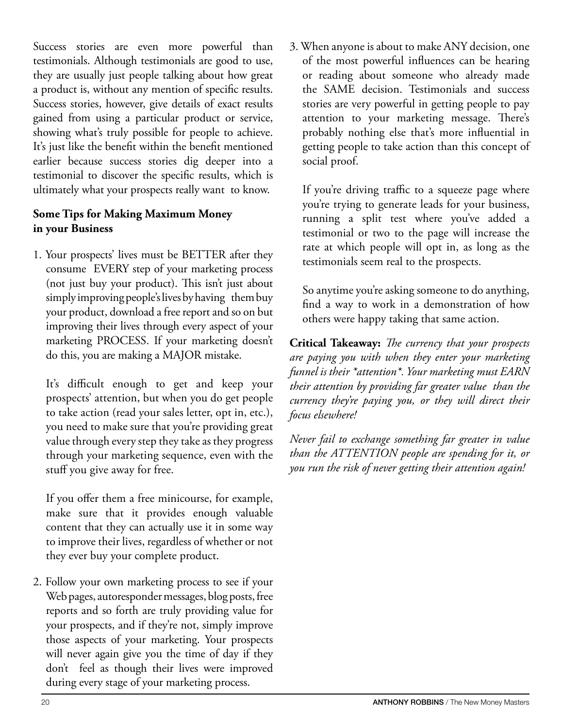Success stories are even more powerful than testimonials. Although testimonials are good to use, they are usually just people talking about how great a product is, without any mention of specific results. Success stories, however, give details of exact results gained from using a particular product or service, showing what's truly possible for people to achieve. It's just like the benefit within the benefit mentioned earlier because success stories dig deeper into a testimonial to discover the specific results, which is ultimately what your prospects really want to know.

**Some Tips for Making Maximum Money in your Business**

1. Your prospects' lives must be BETTER after they consume EVERY step of your marketing process (not just buy your product). This isn't just about simply improving people's lives by having them buy your product, download a free report and so on but improving their lives through every aspect of your marketing PROCESS. If your marketing doesn't do this, you are making a MAJOR mistake.

   It's difficult enough to get and keep your prospects' attention, but when you do get people to take action (read your sales letter, opt in, etc.), you need to make sure that you're providing great value through every step they take as they progress through your marketing sequence, even with the stuff you give away for free.

   If you offer them a free minicourse, for example, make sure that it provides enough valuable content that they can actually use it in some way to improve their lives, regardless of whether or not they ever buy your complete product.

2. Follow your own marketing process to see if your Web pages, autoresponder messages, blog posts, free reports and so forth are truly providing value for your prospects, and if they're not, simply improve those aspects of your marketing. Your prospects will never again give you the time of day if they don't feel as though their lives were improved during every stage of your marketing process.

3. When anyone is about to make ANY decision, one of the most powerful influences can be hearing or reading about someone who already made the SAME decision. Testimonials and success stories are very powerful in getting people to pay attention to your marketing message. There's probably nothing else that's more influential in getting people to take action than this concept of social proof.

   If you're driving traffic to a squeeze page where you're trying to generate leads for your business, running a split test where you've added a testimonial or two to the page will increase the rate at which people will opt in, as long as the testimonials seem real to the prospects.

   So anytime you're asking someone to do anything, find a way to work in a demonstration of how others were happy taking that same action.

**Critical Takeaway:** *The currency that your prospects are paying you with when they enter your marketing funnel is their *attention*. Your marketing must EARN their attention by providing far greater value than the currency they're paying you, or they will direct their focus elsewhere!*

*Never fail to exchange something far greater in value than the ATTENTION people are spending for it, or you run the risk of never getting their attention again!*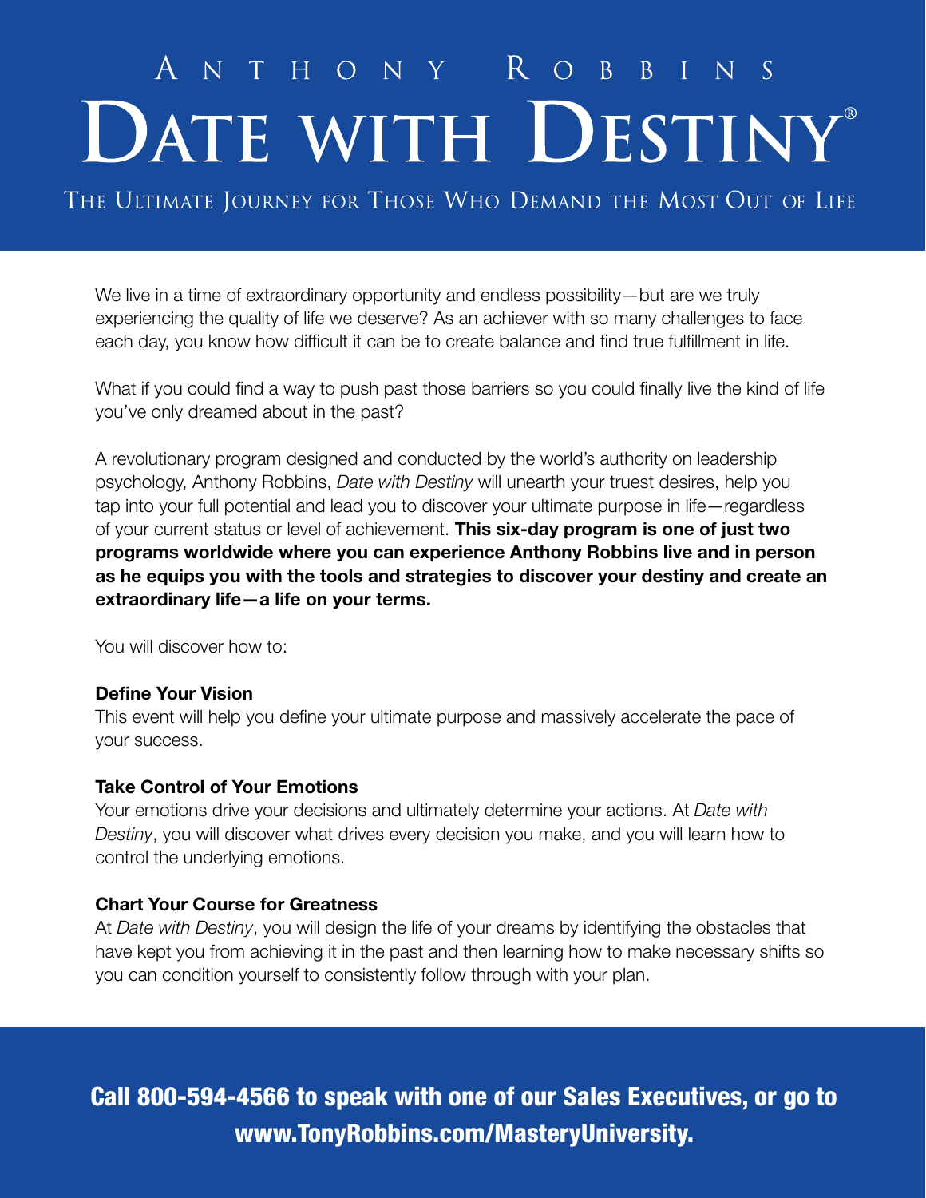# Anthony Robbins
# Date with Destiny®

## The Ultimate Journey for Those Who Demand the Most Out of Life

We live in a time of extraordinary opportunity and endless possibility—but are we truly experiencing the quality of life we deserve? As an achiever with so many challenges to face each day, you know how difficult it can be to create balance and find true fulfillment in life.

What if you could find a way to push past those barriers so you could finally live the kind of life you've only dreamed about in the past?

A revolutionary program designed and conducted by the world's authority on leadership psychology, Anthony Robbins, *Date with Destiny* will unearth your truest desires, help you tap into your full potential and lead you to discover your ultimate purpose in life—regardless of your current status or level of achievement. **This six-day program is one of just two programs worldwide where you can experience Anthony Robbins live and in person as he equips you with the tools and strategies to discover your destiny and create an extraordinary life—a life on your terms.**

You will discover how to:

**Define Your Vision**
This event will help you define your ultimate purpose and massively accelerate the pace of your success.

**Take Control of Your Emotions**
Your emotions drive your decisions and ultimately determine your actions. At *Date with Destiny*, you will discover what drives every decision you make, and you will learn how to control the underlying emotions.

**Chart Your Course for Greatness**
At *Date with Destiny*, you will design the life of your dreams by identifying the obstacles that have kept you from achieving it in the past and then learning how to make necessary shifts so you can condition yourself to consistently follow through with your plan.

**Call 800-594-4566 to speak with one of our Sales Executives, or go to www.TonyRobbins.com/MasteryUniversity.**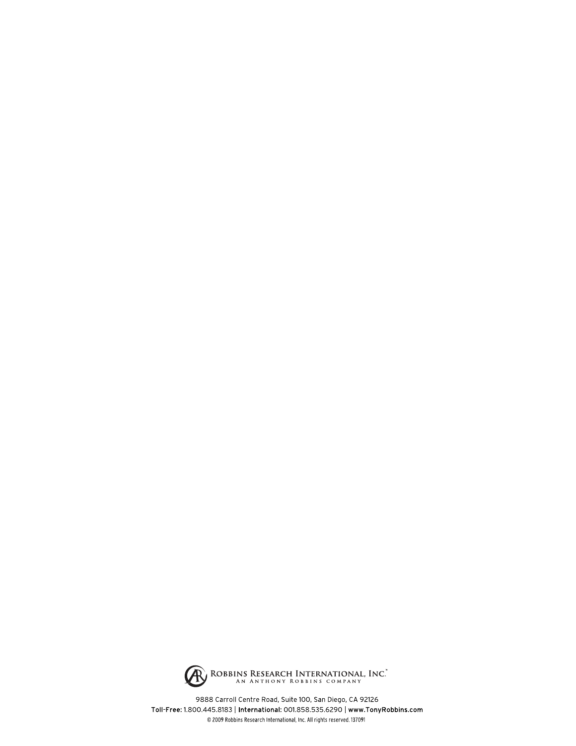Robbins Research International, Inc.®
An Anthony Robbins company

9888 Carroll Centre Road, Suite 100, San Diego, CA 92126

**Toll-Free:** 1.800.445.8183 | **International:** 001.858.535.6290 | **www.TonyRobbins.com**

© 2009 Robbins Research International, Inc. All rights reserved. 137091